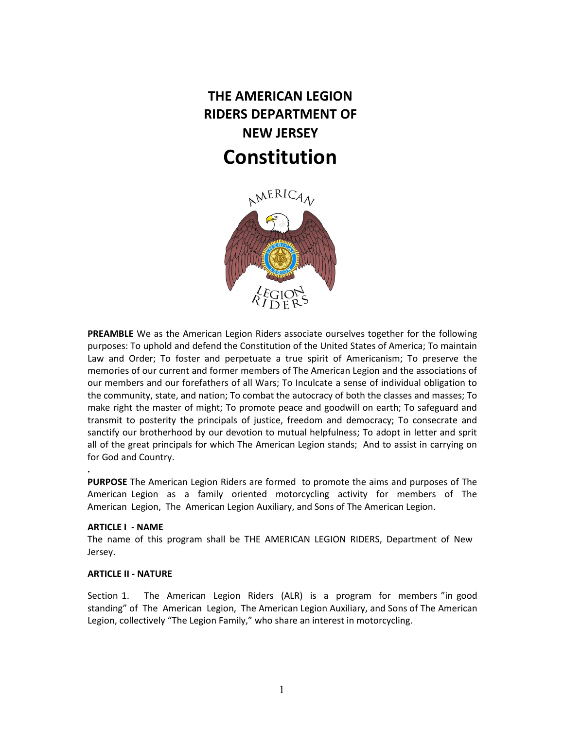# THE AMERICAN LEGION RIDERS DEPARTMENT OF NEW JERSEY

# Constitution

**PREAMBLE** We as the American Legion Riders associate ourselves together for the following purposes: To uphold and defend the Constitution of the United States of America; To maintain Law and Order; To foster and perpetuate a true spirit of Americanism; To preserve the memories of our current and former members of The American Legion and the associations of our members and our forefathers of all Wars; To Inculcate a sense of individual obligation to the community, state, and nation; To combat the autocracy of both the classes and masses; To make right the master of might; To promote peace and goodwill on earth; To safeguard and transmit to posterity the principals of justice, freedom and democracy; To consecrate and sanctify our brotherhood by our devotion to mutual helpfulness; To adopt in letter and sprit all of the great principals for which The American Legion stands; And to assist in carrying on for God and Country.

.

**PURPOSE** The American Legion Riders are formed to promote the aims and purposes of The American Legion as a family oriented motorcycling activity for members of The American Legion, The American Legion Auxiliary, and Sons of The American Legion.

**ARTICLE I - NAME**

The name of this program shall be THE AMERICAN LEGION RIDERS, Department of New Jersey.

**ARTICLE II - NATURE**

Section 1. The American Legion Riders (ALR) is a program for members "in good standing" of The American Legion, The American Legion Auxiliary, and Sons of The American Legion, collectively "The Legion Family," who share an interest in motorcycling.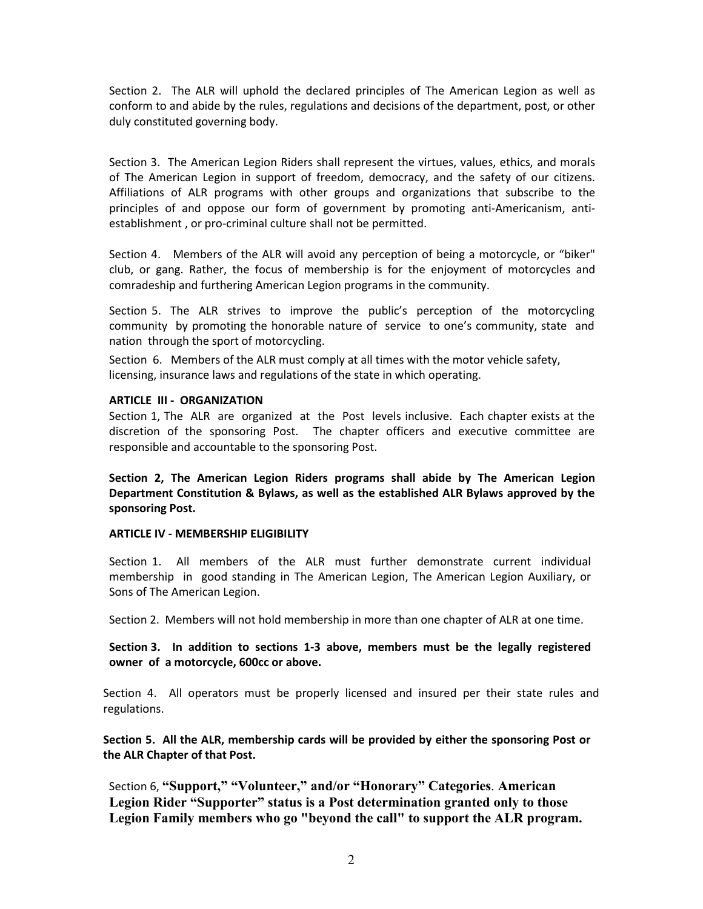Section 2. The ALR will uphold the declared principles of The American Legion as well as conform to and abide by the rules, regulations and decisions of the department, post, or other duly constituted governing body.

Section 3. The American Legion Riders shall represent the virtues, values, ethics, and morals of The American Legion in support of freedom, democracy, and the safety of our citizens. Affiliations of ALR programs with other groups and organizations that subscribe to the principles of and oppose our form of government by promoting anti-Americanism, anti-establishment , or pro-criminal culture shall not be permitted.

Section 4. Members of the ALR will avoid any perception of being a motorcycle, or "biker" club, or gang. Rather, the focus of membership is for the enjoyment of motorcycles and comradeship and furthering American Legion programs in the community.

Section 5. The ALR strives to improve the public's perception of the motorcycling community by promoting the honorable nature of service to one's community, state and nation through the sport of motorcycling.

Section 6. Members of the ALR must comply at all times with the motor vehicle safety, licensing, insurance laws and regulations of the state in which operating.

**ARTICLE III - ORGANIZATION**

Section 1, The ALR are organized at the Post levels inclusive. Each chapter exists at the discretion of the sponsoring Post. The chapter officers and executive committee are responsible and accountable to the sponsoring Post.

**Section 2, The American Legion Riders programs shall abide by The American Legion Department Constitution & Bylaws, as well as the established ALR Bylaws approved by the sponsoring Post.**

**ARTICLE IV - MEMBERSHIP ELIGIBILITY**

Section 1. All members of the ALR must further demonstrate current individual membership in good standing in The American Legion, The American Legion Auxiliary, or Sons of The American Legion.

Section 2. Members will not hold membership in more than one chapter of ALR at one time.

**Section 3. In addition to sections 1-3 above, members must be the legally registered owner of a motorcycle, 600cc or above.**

Section 4. All operators must be properly licensed and insured per their state rules and regulations.

**Section 5. All the ALR, membership cards will be provided by either the sponsoring Post or the ALR Chapter of that Post.**

Section 6, **"Support," "Volunteer," and/or "Honorary" Categories**. **American Legion Rider "Supporter" status is a Post determination granted only to those Legion Family members who go "beyond the call" to support the ALR program.**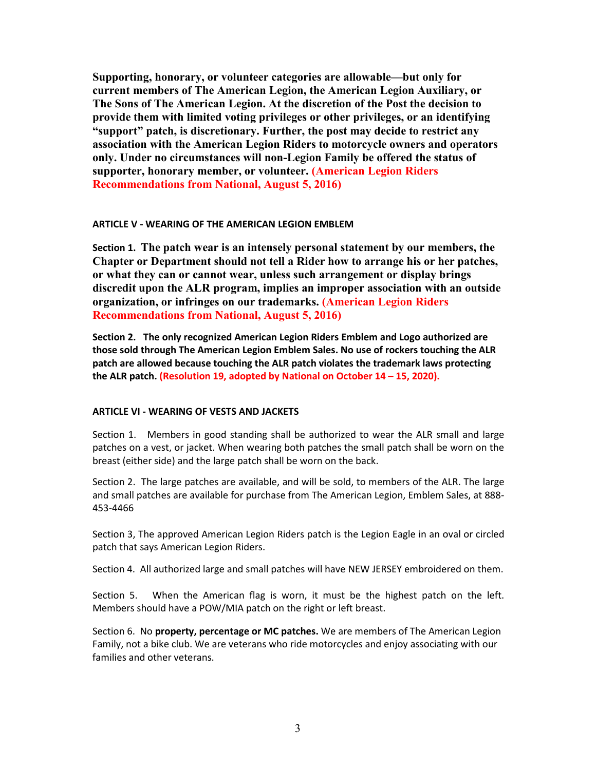**Supporting, honorary, or volunteer categories are allowable—but only for current members of The American Legion, the American Legion Auxiliary, or The Sons of The American Legion. At the discretion of the Post the decision to provide them with limited voting privileges or other privileges, or an identifying "support" patch, is discretionary. Further, the post may decide to restrict any association with the American Legion Riders to motorcycle owners and operators only. Under no circumstances will non-Legion Family be offered the status of supporter, honorary member, or volunteer. (American Legion Riders Recommendations from National, August 5, 2016)**

## ARTICLE V - WEARING OF THE AMERICAN LEGION EMBLEM

**Section 1. The patch wear is an intensely personal statement by our members, the Chapter or Department should not tell a Rider how to arrange his or her patches, or what they can or cannot wear, unless such arrangement or display brings discredit upon the ALR program, implies an improper association with an outside organization, or infringes on our trademarks. (American Legion Riders Recommendations from National, August 5, 2016)**

**Section 2. The only recognized American Legion Riders Emblem and Logo authorized are those sold through The American Legion Emblem Sales. No use of rockers touching the ALR patch are allowed because touching the ALR patch violates the trademark laws protecting the ALR patch. (Resolution 19, adopted by National on October 14 – 15, 2020).**

## ARTICLE VI - WEARING OF VESTS AND JACKETS

Section 1. Members in good standing shall be authorized to wear the ALR small and large patches on a vest, or jacket. When wearing both patches the small patch shall be worn on the breast (either side) and the large patch shall be worn on the back.

Section 2. The large patches are available, and will be sold, to members of the ALR. The large and small patches are available for purchase from The American Legion, Emblem Sales, at 888-453-4466

Section 3, The approved American Legion Riders patch is the Legion Eagle in an oval or circled patch that says American Legion Riders.

Section 4. All authorized large and small patches will have NEW JERSEY embroidered on them.

Section 5. When the American flag is worn, it must be the highest patch on the left. Members should have a POW/MIA patch on the right or left breast.

Section 6. No **property, percentage or MC patches.** We are members of The American Legion Family, not a bike club. We are veterans who ride motorcycles and enjoy associating with our families and other veterans.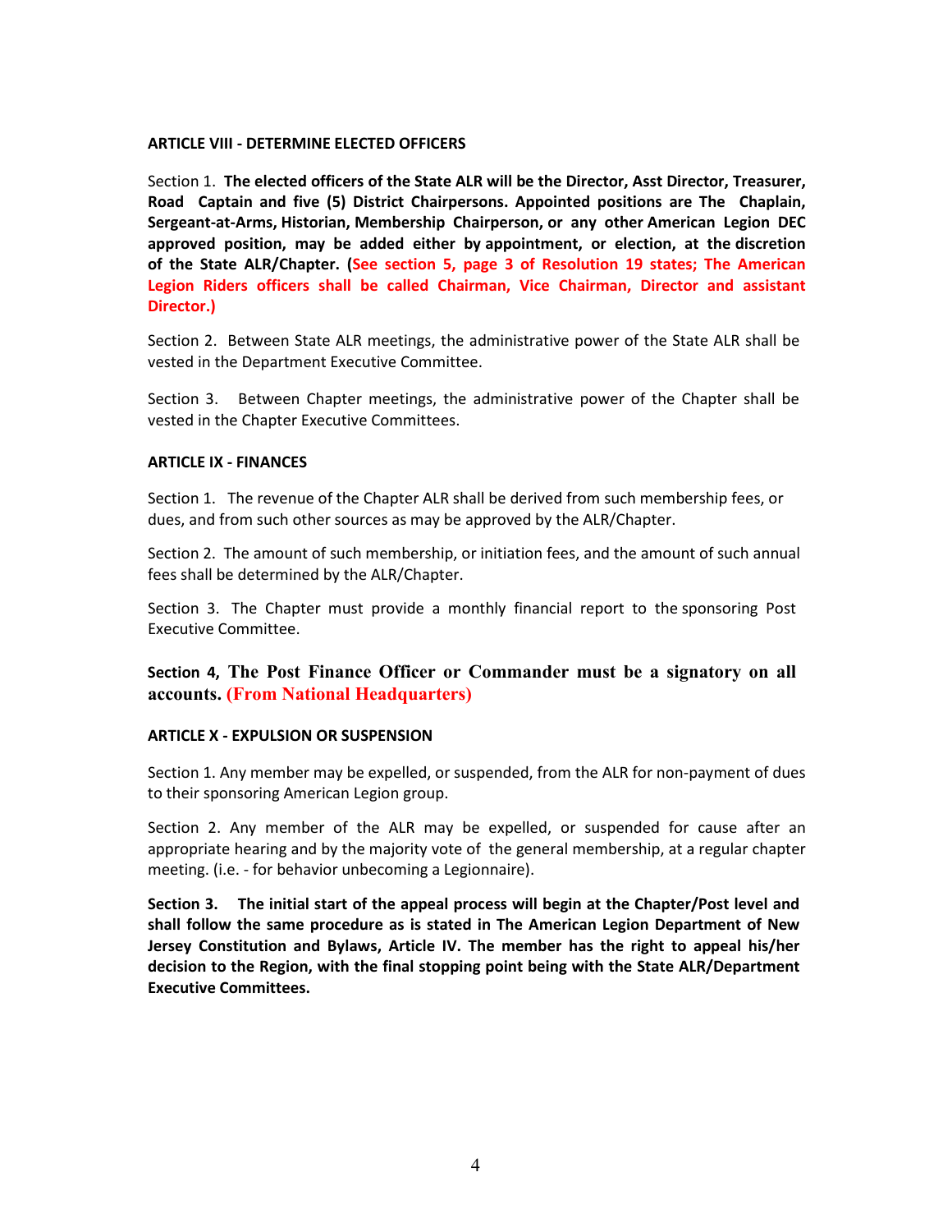**ARTICLE VIII - DETERMINE ELECTED OFFICERS**

Section 1. **The elected officers of the State ALR will be the Director, Asst Director, Treasurer, Road Captain and five (5) District Chairpersons. Appointed positions are The Chaplain, Sergeant-at-Arms, Historian, Membership Chairperson, or any other American Legion DEC approved position, may be added either by appointment, or election, at the discretion of the State ALR/Chapter. (See section 5, page 3 of Resolution 19 states; The American Legion Riders officers shall be called Chairman, Vice Chairman, Director and assistant Director.)**

Section 2. Between State ALR meetings, the administrative power of the State ALR shall be vested in the Department Executive Committee.

Section 3. Between Chapter meetings, the administrative power of the Chapter shall be vested in the Chapter Executive Committees.

**ARTICLE IX - FINANCES**

Section 1. The revenue of the Chapter ALR shall be derived from such membership fees, or dues, and from such other sources as may be approved by the ALR/Chapter.

Section 2. The amount of such membership, or initiation fees, and the amount of such annual fees shall be determined by the ALR/Chapter.

Section 3. The Chapter must provide a monthly financial report to the sponsoring Post Executive Committee.

**Section 4, The Post Finance Officer or Commander must be a signatory on all accounts. (From National Headquarters)**

**ARTICLE X - EXPULSION OR SUSPENSION**

Section 1. Any member may be expelled, or suspended, from the ALR for non-payment of dues to their sponsoring American Legion group.

Section 2. Any member of the ALR may be expelled, or suspended for cause after an appropriate hearing and by the majority vote of the general membership, at a regular chapter meeting. (i.e. - for behavior unbecoming a Legionnaire).

**Section 3. The initial start of the appeal process will begin at the Chapter/Post level and shall follow the same procedure as is stated in The American Legion Department of New Jersey Constitution and Bylaws, Article IV. The member has the right to appeal his/her decision to the Region, with the final stopping point being with the State ALR/Department Executive Committees.**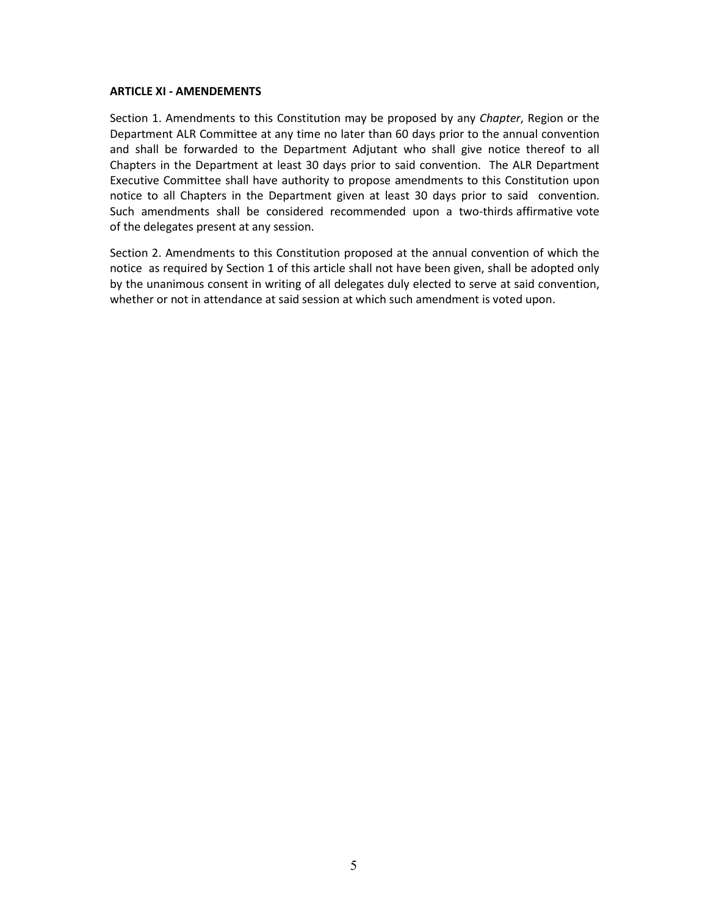**ARTICLE XI - AMENDEMENTS**

Section 1. Amendments to this Constitution may be proposed by any *Chapter*, Region or the Department ALR Committee at any time no later than 60 days prior to the annual convention and shall be forwarded to the Department Adjutant who shall give notice thereof to all Chapters in the Department at least 30 days prior to said convention. The ALR Department Executive Committee shall have authority to propose amendments to this Constitution upon notice to all Chapters in the Department given at least 30 days prior to said convention. Such amendments shall be considered recommended upon a two-thirds affirmative vote of the delegates present at any session.

Section 2. Amendments to this Constitution proposed at the annual convention of which the notice as required by Section 1 of this article shall not have been given, shall be adopted only by the unanimous consent in writing of all delegates duly elected to serve at said convention, whether or not in attendance at said session at which such amendment is voted upon.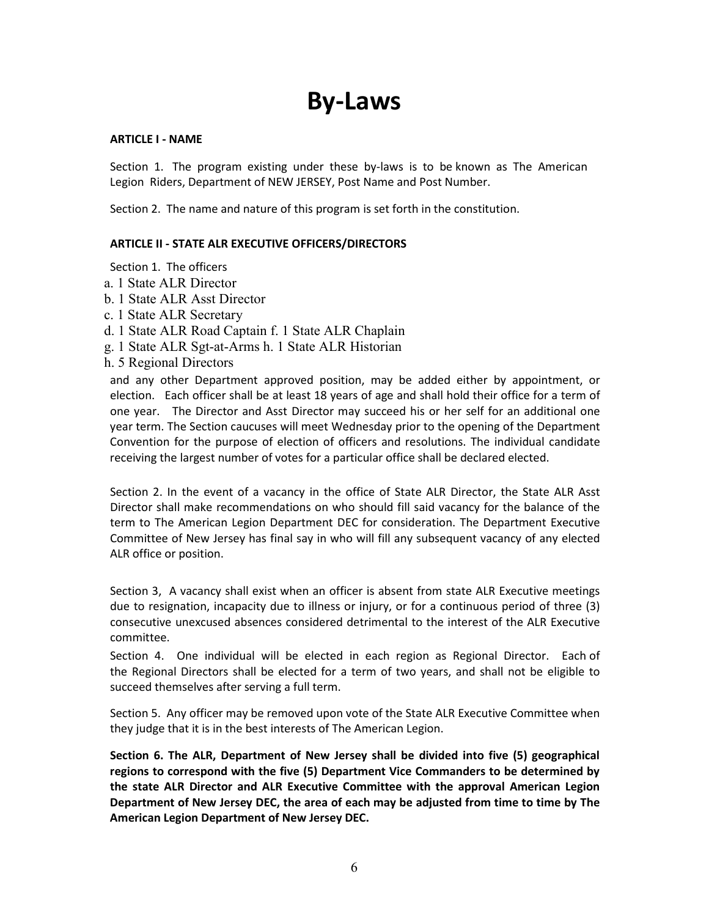# By-Laws

**ARTICLE I - NAME**

Section 1. The program existing under these by-laws is to be known as The American Legion Riders, Department of NEW JERSEY, Post Name and Post Number.

Section 2. The name and nature of this program is set forth in the constitution.

**ARTICLE II - STATE ALR EXECUTIVE OFFICERS/DIRECTORS**

Section 1. The officers

a. 1 State ALR Director
b. 1 State ALR Asst Director
c. 1 State ALR Secretary
d. 1 State ALR Road Captain f. 1 State ALR Chaplain
g. 1 State ALR Sgt-at-Arms h. 1 State ALR Historian
h. 5 Regional Directors

and any other Department approved position, may be added either by appointment, or election. Each officer shall be at least 18 years of age and shall hold their office for a term of one year. The Director and Asst Director may succeed his or her self for an additional one year term. The Section caucuses will meet Wednesday prior to the opening of the Department Convention for the purpose of election of officers and resolutions. The individual candidate receiving the largest number of votes for a particular office shall be declared elected.

Section 2. In the event of a vacancy in the office of State ALR Director, the State ALR Asst Director shall make recommendations on who should fill said vacancy for the balance of the term to The American Legion Department DEC for consideration. The Department Executive Committee of New Jersey has final say in who will fill any subsequent vacancy of any elected ALR office or position.

Section 3, A vacancy shall exist when an officer is absent from state ALR Executive meetings due to resignation, incapacity due to illness or injury, or for a continuous period of three (3) consecutive unexcused absences considered detrimental to the interest of the ALR Executive committee.

Section 4. One individual will be elected in each region as Regional Director. Each of the Regional Directors shall be elected for a term of two years, and shall not be eligible to succeed themselves after serving a full term.

Section 5. Any officer may be removed upon vote of the State ALR Executive Committee when they judge that it is in the best interests of The American Legion.

**Section 6. The ALR, Department of New Jersey shall be divided into five (5) geographical regions to correspond with the five (5) Department Vice Commanders to be determined by the state ALR Director and ALR Executive Committee with the approval American Legion Department of New Jersey DEC, the area of each may be adjusted from time to time by The American Legion Department of New Jersey DEC.**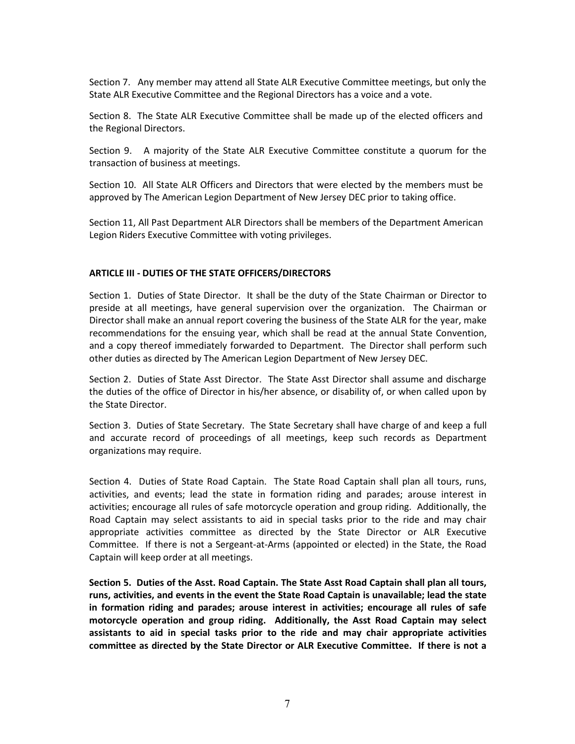Section 7. Any member may attend all State ALR Executive Committee meetings, but only the State ALR Executive Committee and the Regional Directors has a voice and a vote.

Section 8. The State ALR Executive Committee shall be made up of the elected officers and the Regional Directors.

Section 9. A majority of the State ALR Executive Committee constitute a quorum for the transaction of business at meetings.

Section 10. All State ALR Officers and Directors that were elected by the members must be approved by The American Legion Department of New Jersey DEC prior to taking office.

Section 11, All Past Department ALR Directors shall be members of the Department American Legion Riders Executive Committee with voting privileges.

## ARTICLE III - DUTIES OF THE STATE OFFICERS/DIRECTORS

Section 1. Duties of State Director. It shall be the duty of the State Chairman or Director to preside at all meetings, have general supervision over the organization. The Chairman or Director shall make an annual report covering the business of the State ALR for the year, make recommendations for the ensuing year, which shall be read at the annual State Convention, and a copy thereof immediately forwarded to Department. The Director shall perform such other duties as directed by The American Legion Department of New Jersey DEC.

Section 2. Duties of State Asst Director. The State Asst Director shall assume and discharge the duties of the office of Director in his/her absence, or disability of, or when called upon by the State Director.

Section 3. Duties of State Secretary. The State Secretary shall have charge of and keep a full and accurate record of proceedings of all meetings, keep such records as Department organizations may require.

Section 4. Duties of State Road Captain. The State Road Captain shall plan all tours, runs, activities, and events; lead the state in formation riding and parades; arouse interest in activities; encourage all rules of safe motorcycle operation and group riding. Additionally, the Road Captain may select assistants to aid in special tasks prior to the ride and may chair appropriate activities committee as directed by the State Director or ALR Executive Committee. If there is not a Sergeant-at-Arms (appointed or elected) in the State, the Road Captain will keep order at all meetings.

**Section 5. Duties of the Asst. Road Captain. The State Asst Road Captain shall plan all tours, runs, activities, and events in the event the State Road Captain is unavailable; lead the state in formation riding and parades; arouse interest in activities; encourage all rules of safe motorcycle operation and group riding. Additionally, the Asst Road Captain may select assistants to aid in special tasks prior to the ride and may chair appropriate activities committee as directed by the State Director or ALR Executive Committee. If there is not a**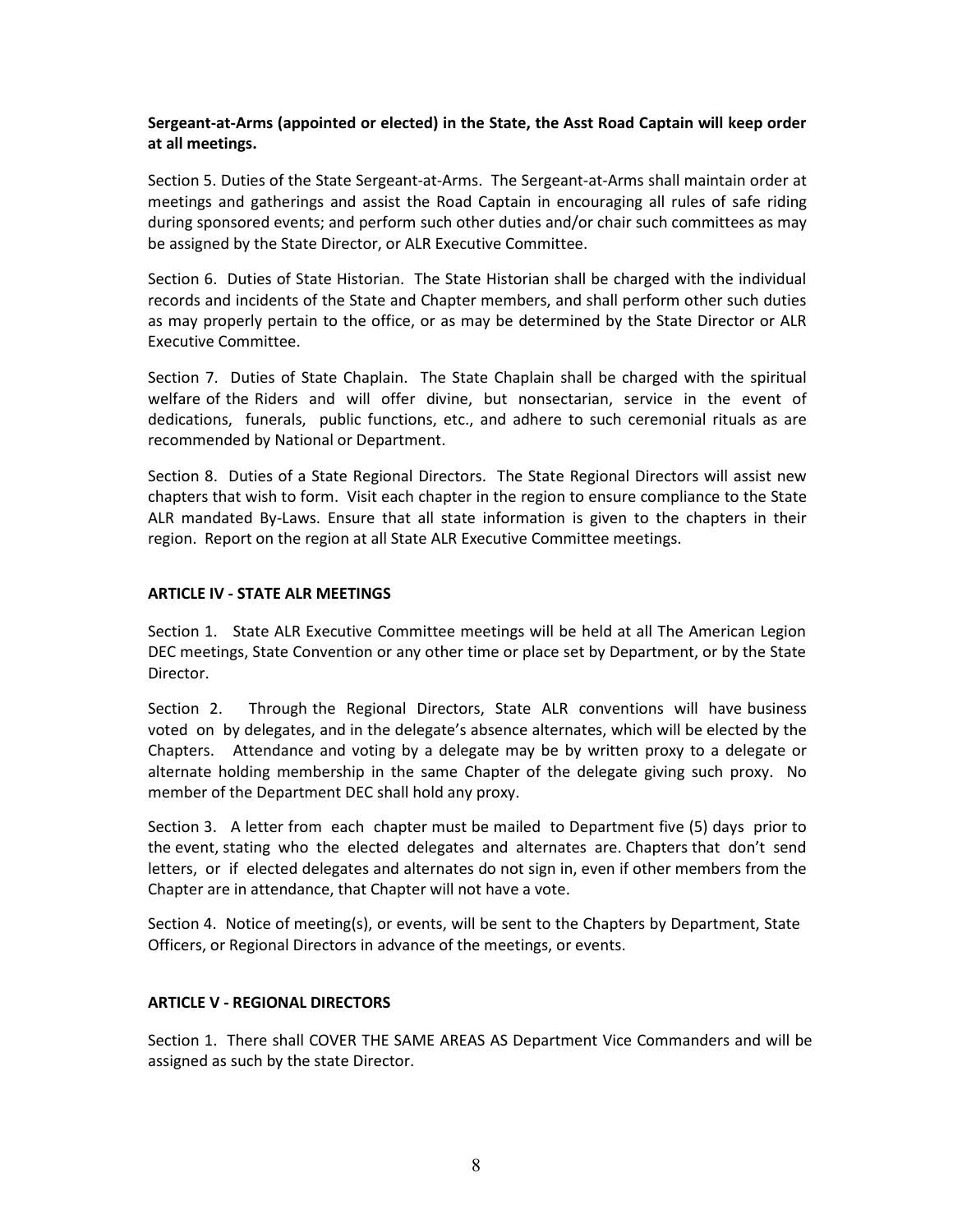**Sergeant-at-Arms (appointed or elected) in the State, the Asst Road Captain will keep order at all meetings.**

Section 5. Duties of the State Sergeant-at-Arms. The Sergeant-at-Arms shall maintain order at meetings and gatherings and assist the Road Captain in encouraging all rules of safe riding during sponsored events; and perform such other duties and/or chair such committees as may be assigned by the State Director, or ALR Executive Committee.

Section 6. Duties of State Historian. The State Historian shall be charged with the individual records and incidents of the State and Chapter members, and shall perform other such duties as may properly pertain to the office, or as may be determined by the State Director or ALR Executive Committee.

Section 7. Duties of State Chaplain. The State Chaplain shall be charged with the spiritual welfare of the Riders and will offer divine, but nonsectarian, service in the event of dedications, funerals, public functions, etc., and adhere to such ceremonial rituals as are recommended by National or Department.

Section 8. Duties of a State Regional Directors. The State Regional Directors will assist new chapters that wish to form. Visit each chapter in the region to ensure compliance to the State ALR mandated By-Laws. Ensure that all state information is given to the chapters in their region. Report on the region at all State ALR Executive Committee meetings.

**ARTICLE IV - STATE ALR MEETINGS**

Section 1. State ALR Executive Committee meetings will be held at all The American Legion DEC meetings, State Convention or any other time or place set by Department, or by the State Director.

Section 2. Through the Regional Directors, State ALR conventions will have business voted on by delegates, and in the delegate's absence alternates, which will be elected by the Chapters. Attendance and voting by a delegate may be by written proxy to a delegate or alternate holding membership in the same Chapter of the delegate giving such proxy. No member of the Department DEC shall hold any proxy.

Section 3. A letter from each chapter must be mailed to Department five (5) days prior to the event, stating who the elected delegates and alternates are. Chapters that don't send letters, or if elected delegates and alternates do not sign in, even if other members from the Chapter are in attendance, that Chapter will not have a vote.

Section 4. Notice of meeting(s), or events, will be sent to the Chapters by Department, State Officers, or Regional Directors in advance of the meetings, or events.

**ARTICLE V - REGIONAL DIRECTORS**

Section 1. There shall COVER THE SAME AREAS AS Department Vice Commanders and will be assigned as such by the state Director.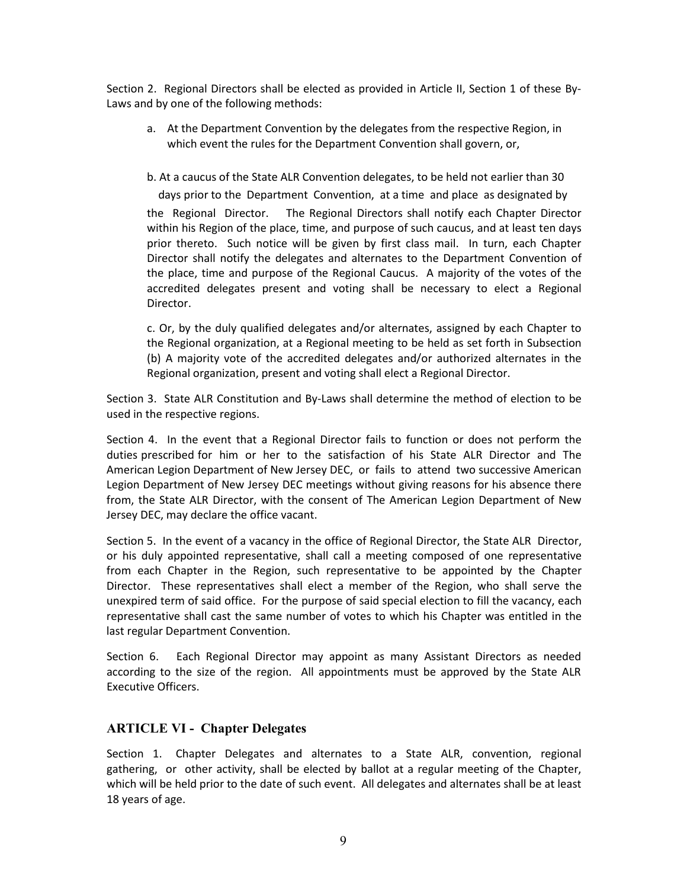Section 2. Regional Directors shall be elected as provided in Article II, Section 1 of these By-Laws and by one of the following methods:

a. At the Department Convention by the delegates from the respective Region, in which event the rules for the Department Convention shall govern, or,

b. At a caucus of the State ALR Convention delegates, to be held not earlier than 30 days prior to the Department Convention, at a time and place as designated by the Regional Director. The Regional Directors shall notify each Chapter Director within his Region of the place, time, and purpose of such caucus, and at least ten days prior thereto. Such notice will be given by first class mail. In turn, each Chapter Director shall notify the delegates and alternates to the Department Convention of the place, time and purpose of the Regional Caucus. A majority of the votes of the accredited delegates present and voting shall be necessary to elect a Regional Director.

c. Or, by the duly qualified delegates and/or alternates, assigned by each Chapter to the Regional organization, at a Regional meeting to be held as set forth in Subsection (b) A majority vote of the accredited delegates and/or authorized alternates in the Regional organization, present and voting shall elect a Regional Director.

Section 3. State ALR Constitution and By-Laws shall determine the method of election to be used in the respective regions.

Section 4. In the event that a Regional Director fails to function or does not perform the duties prescribed for him or her to the satisfaction of his State ALR Director and The American Legion Department of New Jersey DEC, or fails to attend two successive American Legion Department of New Jersey DEC meetings without giving reasons for his absence there from, the State ALR Director, with the consent of The American Legion Department of New Jersey DEC, may declare the office vacant.

Section 5. In the event of a vacancy in the office of Regional Director, the State ALR Director, or his duly appointed representative, shall call a meeting composed of one representative from each Chapter in the Region, such representative to be appointed by the Chapter Director. These representatives shall elect a member of the Region, who shall serve the unexpired term of said office. For the purpose of said special election to fill the vacancy, each representative shall cast the same number of votes to which his Chapter was entitled in the last regular Department Convention.

Section 6. Each Regional Director may appoint as many Assistant Directors as needed according to the size of the region. All appointments must be approved by the State ALR Executive Officers.

## ARTICLE VI - Chapter Delegates

Section 1. Chapter Delegates and alternates to a State ALR, convention, regional gathering, or other activity, shall be elected by ballot at a regular meeting of the Chapter, which will be held prior to the date of such event. All delegates and alternates shall be at least 18 years of age.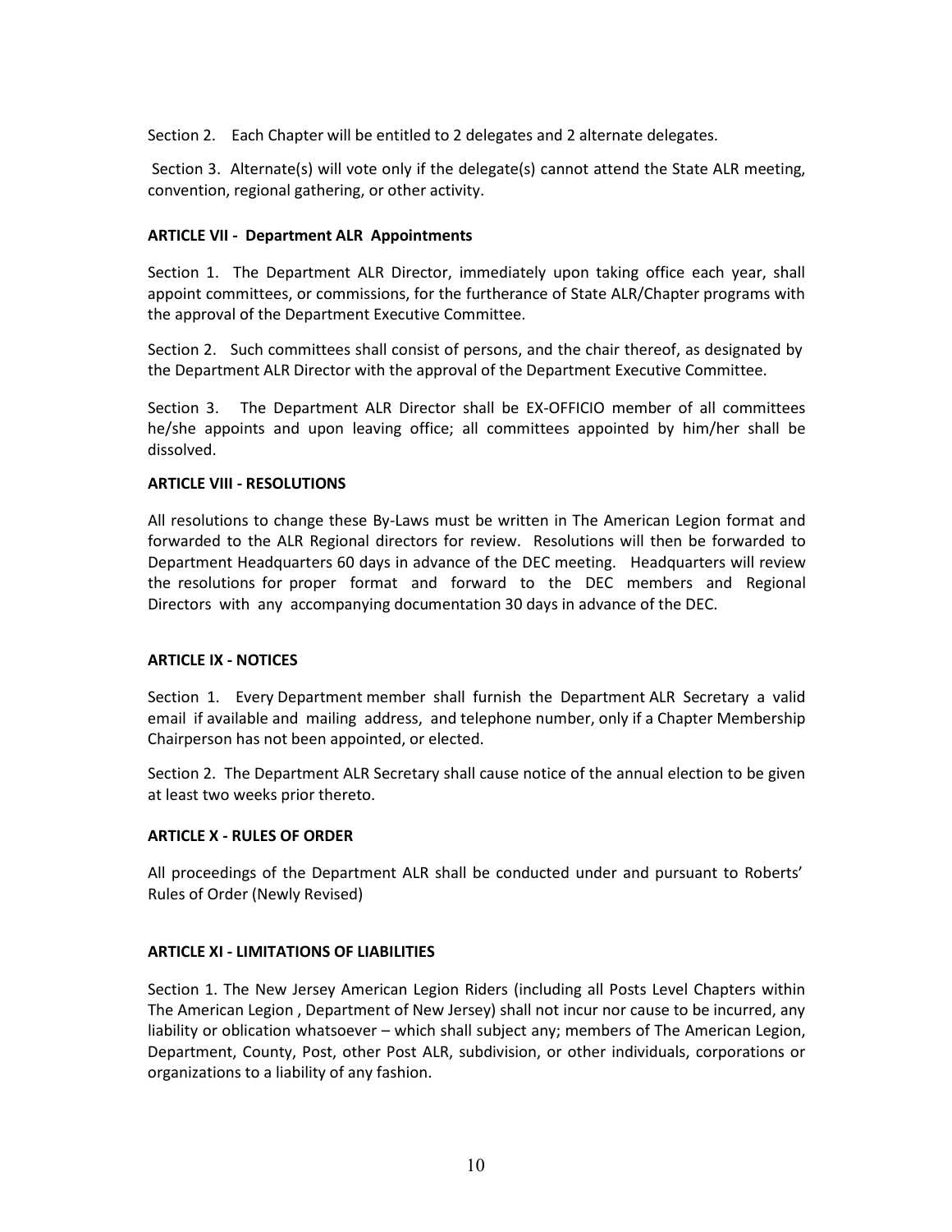Section 2. Each Chapter will be entitled to 2 delegates and 2 alternate delegates.

Section 3. Alternate(s) will vote only if the delegate(s) cannot attend the State ALR meeting, convention, regional gathering, or other activity.

**ARTICLE VII - Department ALR Appointments**

Section 1. The Department ALR Director, immediately upon taking office each year, shall appoint committees, or commissions, for the furtherance of State ALR/Chapter programs with the approval of the Department Executive Committee.

Section 2. Such committees shall consist of persons, and the chair thereof, as designated by the Department ALR Director with the approval of the Department Executive Committee.

Section 3. The Department ALR Director shall be EX-OFFICIO member of all committees he/she appoints and upon leaving office; all committees appointed by him/her shall be dissolved.

**ARTICLE VIII - RESOLUTIONS**

All resolutions to change these By-Laws must be written in The American Legion format and forwarded to the ALR Regional directors for review. Resolutions will then be forwarded to Department Headquarters 60 days in advance of the DEC meeting. Headquarters will review the resolutions for proper format and forward to the DEC members and Regional Directors with any accompanying documentation 30 days in advance of the DEC.

**ARTICLE IX - NOTICES**

Section 1. Every Department member shall furnish the Department ALR Secretary a valid email if available and mailing address, and telephone number, only if a Chapter Membership Chairperson has not been appointed, or elected.

Section 2. The Department ALR Secretary shall cause notice of the annual election to be given at least two weeks prior thereto.

**ARTICLE X - RULES OF ORDER**

All proceedings of the Department ALR shall be conducted under and pursuant to Roberts' Rules of Order (Newly Revised)

**ARTICLE XI - LIMITATIONS OF LIABILITIES**

Section 1. The New Jersey American Legion Riders (including all Posts Level Chapters within The American Legion , Department of New Jersey) shall not incur nor cause to be incurred, any liability or oblication whatsoever – which shall subject any; members of The American Legion, Department, County, Post, other Post ALR, subdivision, or other individuals, corporations or organizations to a liability of any fashion.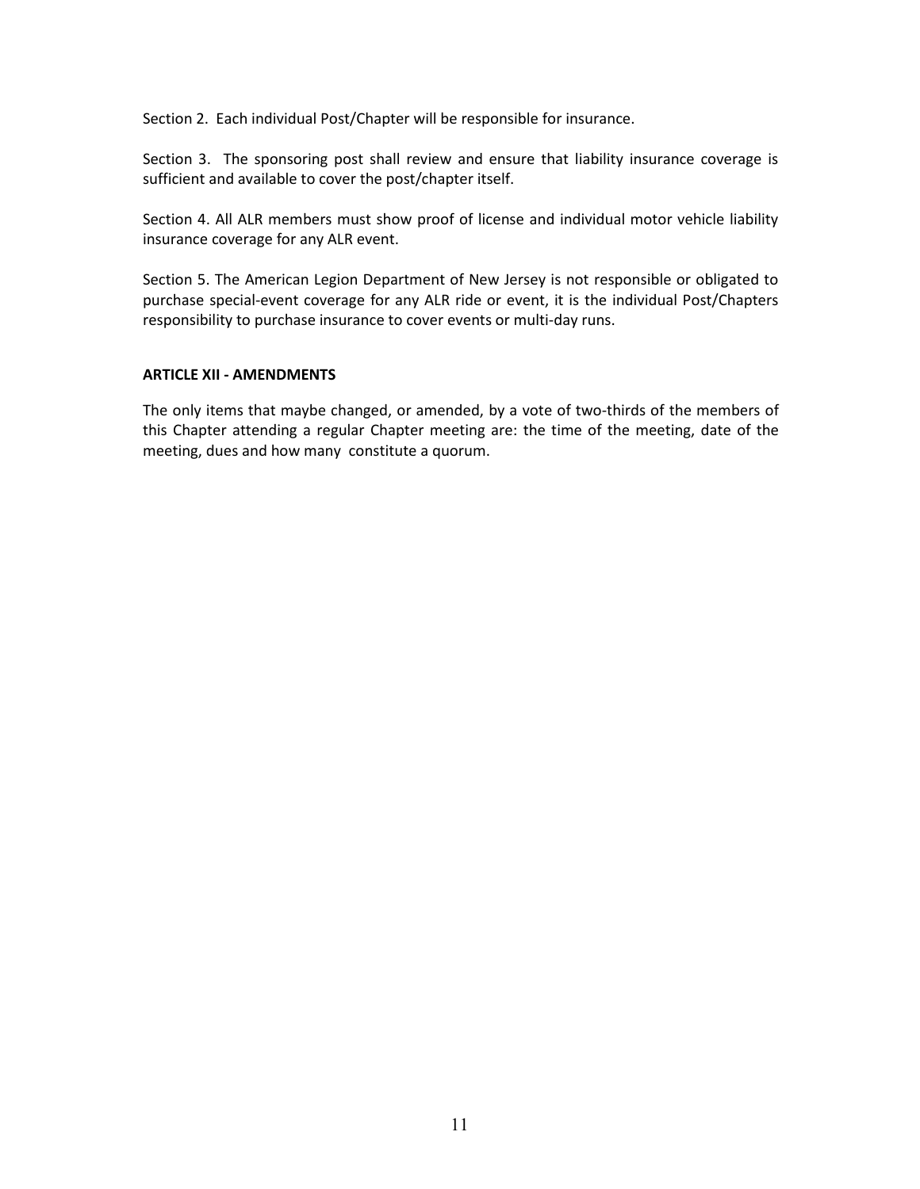Section 2. Each individual Post/Chapter will be responsible for insurance.

Section 3. The sponsoring post shall review and ensure that liability insurance coverage is sufficient and available to cover the post/chapter itself.

Section 4. All ALR members must show proof of license and individual motor vehicle liability insurance coverage for any ALR event.

Section 5. The American Legion Department of New Jersey is not responsible or obligated to purchase special-event coverage for any ALR ride or event, it is the individual Post/Chapters responsibility to purchase insurance to cover events or multi-day runs.

**ARTICLE XII - AMENDMENTS**

The only items that maybe changed, or amended, by a vote of two-thirds of the members of this Chapter attending a regular Chapter meeting are: the time of the meeting, date of the meeting, dues and how many constitute a quorum.